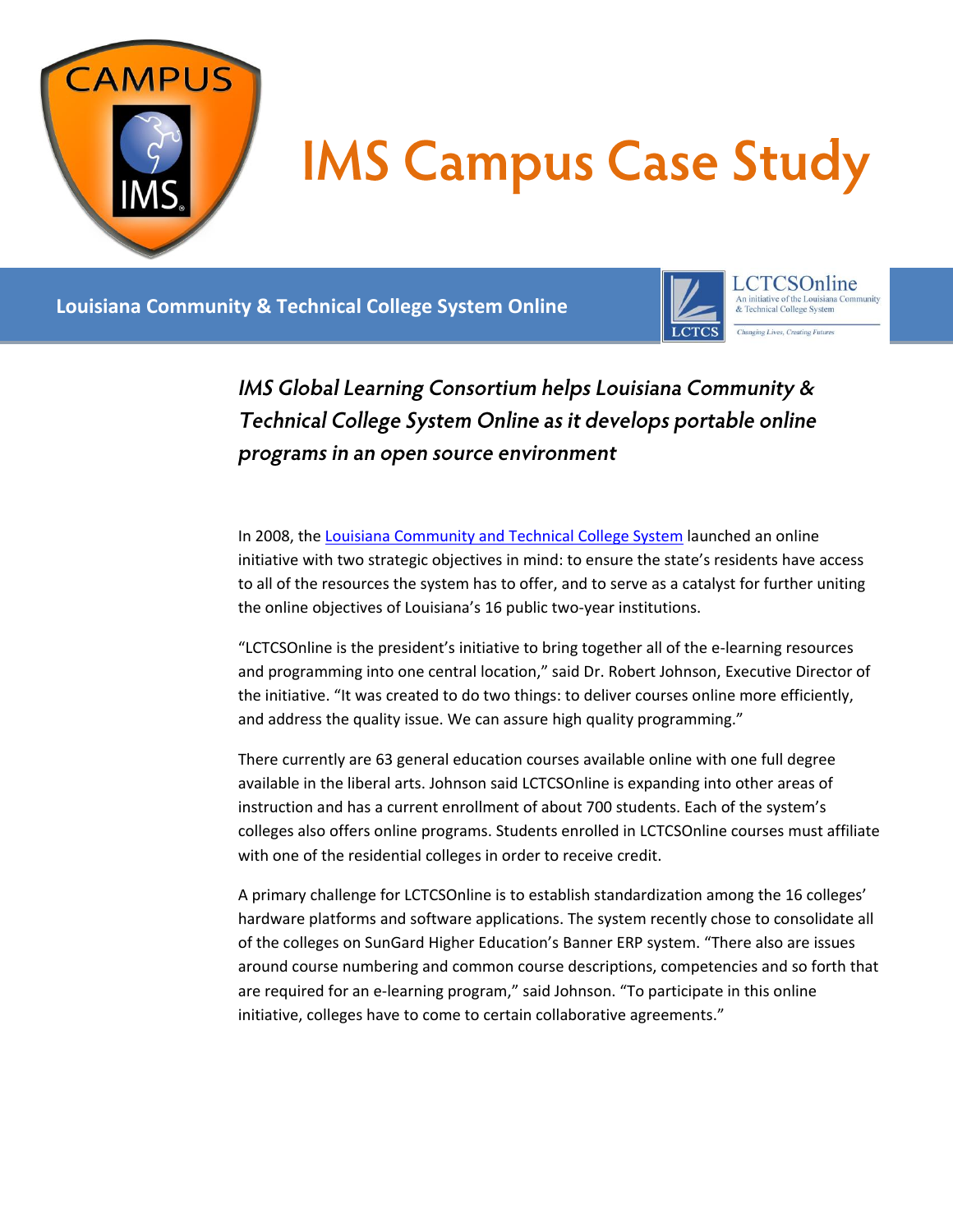# IMS Campus Case Study

## Louisiana Community & Technical College System Online

*IMS Global Learning Consortium helps Louisiana Community & Technical College System Online as it develops portable online programs in an open source environment*

In 2008, the Louisiana Community and Technical College System launched an online initiative with two strategic objectives in mind: to ensure the state's residents have access to all of the resources the system has to offer, and to serve as a catalyst for further uniting the online objectives of Louisiana's 16 public two-year institutions.

"LCTCSOnline is the president's initiative to bring together all of the e-learning resources and programming into one central location," said Dr. Robert Johnson, Executive Director of the initiative. "It was created to do two things: to deliver courses online more efficiently, and address the quality issue. We can assure high quality programming."

There currently are 63 general education courses available online with one full degree available in the liberal arts. Johnson said LCTCSOnline is expanding into other areas of instruction and has a current enrollment of about 700 students. Each of the system's colleges also offers online programs. Students enrolled in LCTCSOnline courses must affiliate with one of the residential colleges in order to receive credit.

A primary challenge for LCTCSOnline is to establish standardization among the 16 colleges' hardware platforms and software applications. The system recently chose to consolidate all of the colleges on SunGard Higher Education's Banner ERP system. "There also are issues around course numbering and common course descriptions, competencies and so forth that are required for an e-learning program," said Johnson. "To participate in this online initiative, colleges have to come to certain collaborative agreements."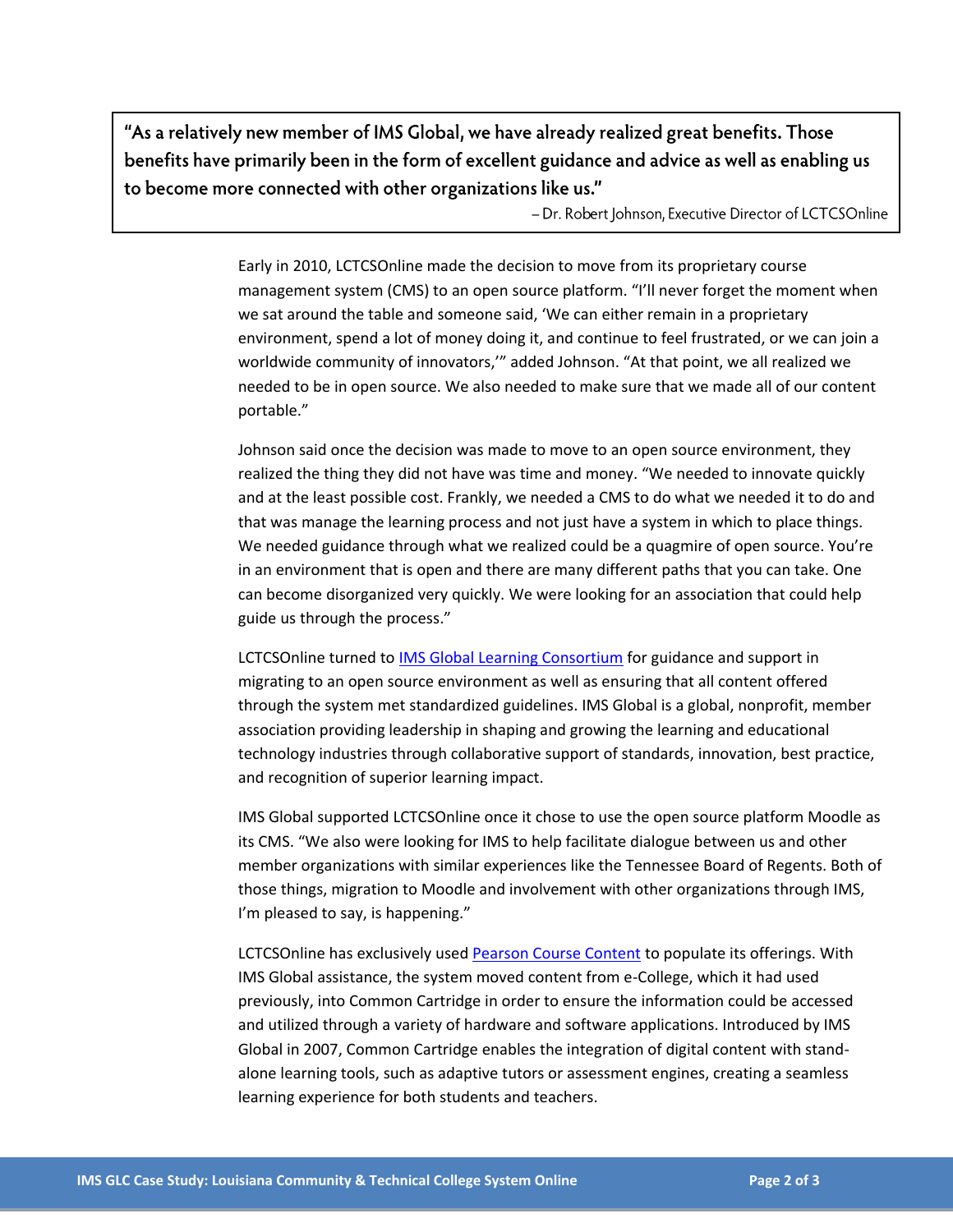> **"As a relatively new member of IMS Global, we have already realized great benefits. Those benefits have primarily been in the form of excellent guidance and advice as well as enabling us to become more connected with other organizations like us."**
>
> – Dr. Robert Johnson, Executive Director of LCTCSOnline

Early in 2010, LCTCSOnline made the decision to move from its proprietary course management system (CMS) to an open source platform. "I'll never forget the moment when we sat around the table and someone said, 'We can either remain in a proprietary environment, spend a lot of money doing it, and continue to feel frustrated, or we can join a worldwide community of innovators,'" added Johnson. "At that point, we all realized we needed to be in open source. We also needed to make sure that we made all of our content portable."

Johnson said once the decision was made to move to an open source environment, they realized the thing they did not have was time and money. "We needed to innovate quickly and at the least possible cost. Frankly, we needed a CMS to do what we needed it to do and that was manage the learning process and not just have a system in which to place things. We needed guidance through what we realized could be a quagmire of open source. You're in an environment that is open and there are many different paths that you can take. One can become disorganized very quickly. We were looking for an association that could help guide us through the process."

LCTCSOnline turned to IMS Global Learning Consortium for guidance and support in migrating to an open source environment as well as ensuring that all content offered through the system met standardized guidelines. IMS Global is a global, nonprofit, member association providing leadership in shaping and growing the learning and educational technology industries through collaborative support of standards, innovation, best practice, and recognition of superior learning impact.

IMS Global supported LCTCSOnline once it chose to use the open source platform Moodle as its CMS. "We also were looking for IMS to help facilitate dialogue between us and other member organizations with similar experiences like the Tennessee Board of Regents. Both of those things, migration to Moodle and involvement with other organizations through IMS, I'm pleased to say, is happening."

LCTCSOnline has exclusively used Pearson Course Content to populate its offerings. With IMS Global assistance, the system moved content from e-College, which it had used previously, into Common Cartridge in order to ensure the information could be accessed and utilized through a variety of hardware and software applications. Introduced by IMS Global in 2007, Common Cartridge enables the integration of digital content with stand-alone learning tools, such as adaptive tutors or assessment engines, creating a seamless learning experience for both students and teachers.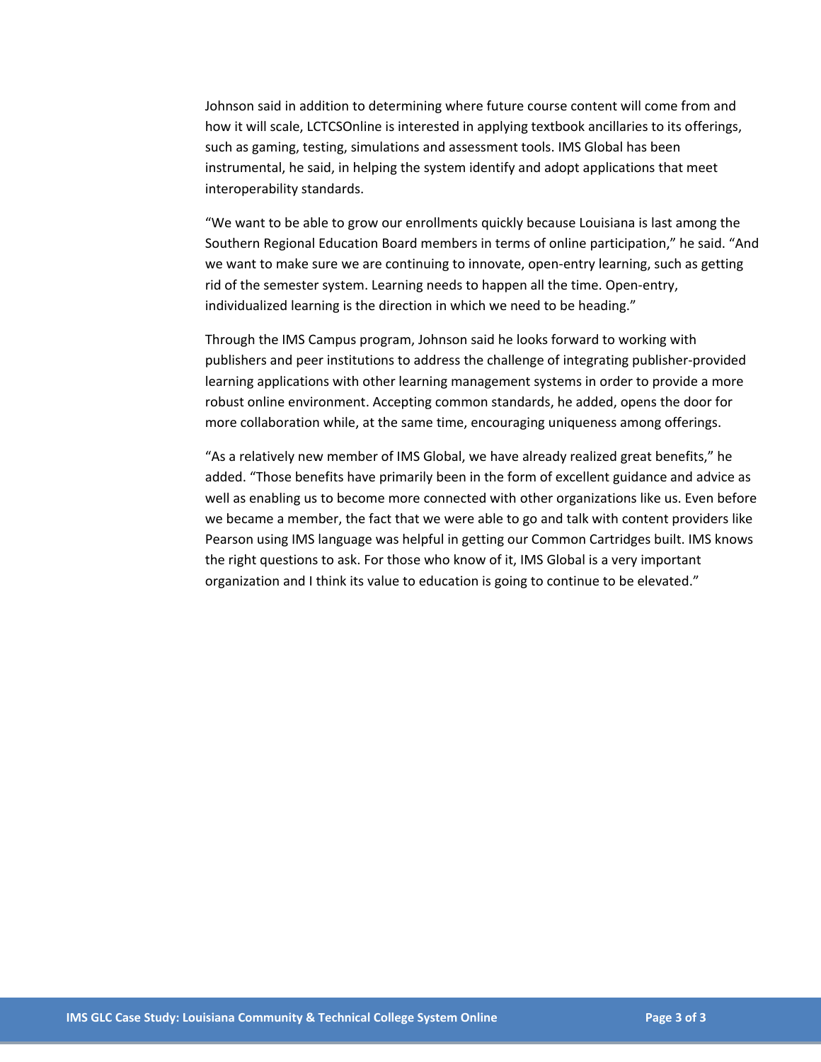Johnson said in addition to determining where future course content will come from and how it will scale, LCTCSOnline is interested in applying textbook ancillaries to its offerings, such as gaming, testing, simulations and assessment tools. IMS Global has been instrumental, he said, in helping the system identify and adopt applications that meet interoperability standards.

"We want to be able to grow our enrollments quickly because Louisiana is last among the Southern Regional Education Board members in terms of online participation," he said. "And we want to make sure we are continuing to innovate, open-entry learning, such as getting rid of the semester system. Learning needs to happen all the time. Open-entry, individualized learning is the direction in which we need to be heading."

Through the IMS Campus program, Johnson said he looks forward to working with publishers and peer institutions to address the challenge of integrating publisher-provided learning applications with other learning management systems in order to provide a more robust online environment. Accepting common standards, he added, opens the door for more collaboration while, at the same time, encouraging uniqueness among offerings.

"As a relatively new member of IMS Global, we have already realized great benefits," he added. "Those benefits have primarily been in the form of excellent guidance and advice as well as enabling us to become more connected with other organizations like us. Even before we became a member, the fact that we were able to go and talk with content providers like Pearson using IMS language was helpful in getting our Common Cartridges built. IMS knows the right questions to ask. For those who know of it, IMS Global is a very important organization and I think its value to education is going to continue to be elevated."